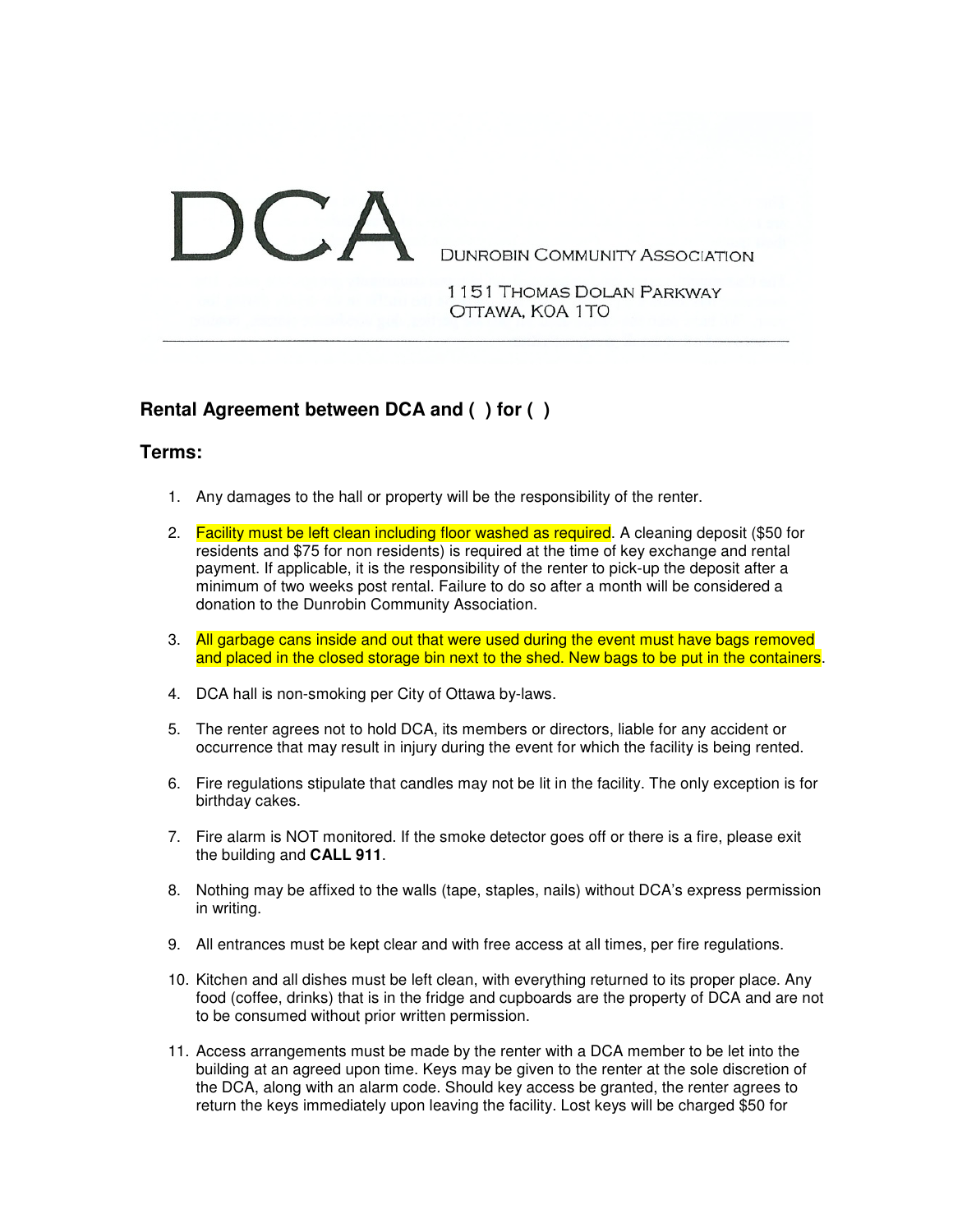DCA DUNROBIN COMMUNITY ASSOCIATION

1151 THOMAS DOLAN PARKWAY
OTTAWA, K0A 1T0

---

## Rental Agreement between DCA and ( ) for ( )

## Terms:

1. Any damages to the hall or property will be the responsibility of the renter.

2. Facility must be left clean including floor washed as required. A cleaning deposit ($50 for residents and $75 for non residents) is required at the time of key exchange and rental payment. If applicable, it is the responsibility of the renter to pick-up the deposit after a minimum of two weeks post rental. Failure to do so after a month will be considered a donation to the Dunrobin Community Association.

3. All garbage cans inside and out that were used during the event must have bags removed and placed in the closed storage bin next to the shed. New bags to be put in the containers.

4. DCA hall is non-smoking per City of Ottawa by-laws.

5. The renter agrees not to hold DCA, its members or directors, liable for any accident or occurrence that may result in injury during the event for which the facility is being rented.

6. Fire regulations stipulate that candles may not be lit in the facility. The only exception is for birthday cakes.

7. Fire alarm is NOT monitored. If the smoke detector goes off or there is a fire, please exit the building and **CALL 911**.

8. Nothing may be affixed to the walls (tape, staples, nails) without DCA's express permission in writing.

9. All entrances must be kept clear and with free access at all times, per fire regulations.

10. Kitchen and all dishes must be left clean, with everything returned to its proper place. Any food (coffee, drinks) that is in the fridge and cupboards are the property of DCA and are not to be consumed without prior written permission.

11. Access arrangements must be made by the renter with a DCA member to be let into the building at an agreed upon time. Keys may be given to the renter at the sole discretion of the DCA, along with an alarm code. Should key access be granted, the renter agrees to return the keys immediately upon leaving the facility. Lost keys will be charged $50 for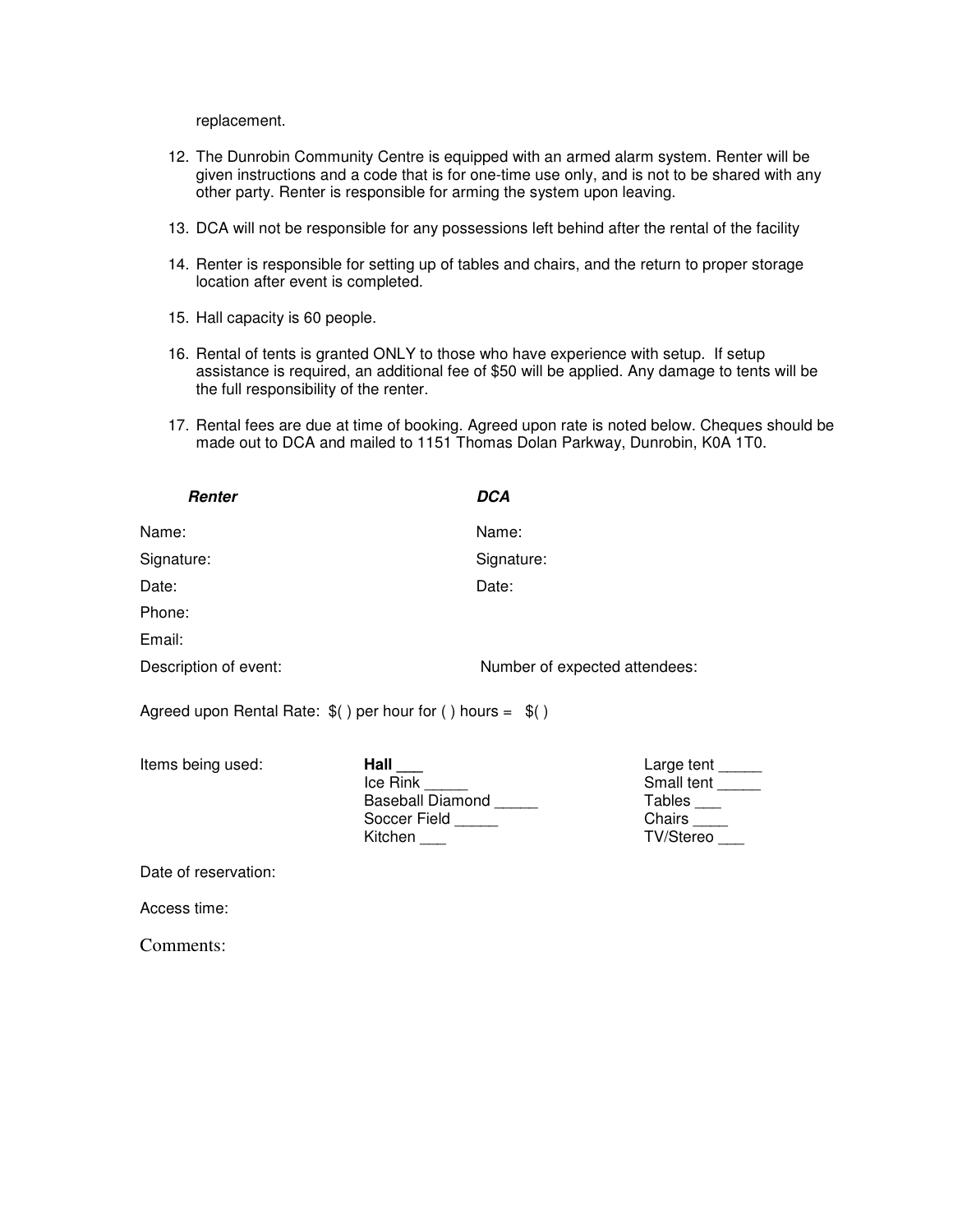replacement.

12. The Dunrobin Community Centre is equipped with an armed alarm system. Renter will be given instructions and a code that is for one-time use only, and is not to be shared with any other party. Renter is responsible for arming the system upon leaving.

13. DCA will not be responsible for any possessions left behind after the rental of the facility

14. Renter is responsible for setting up of tables and chairs, and the return to proper storage location after event is completed.

15. Hall capacity is 60 people.

16. Rental of tents is granted ONLY to those who have experience with setup. If setup assistance is required, an additional fee of $50 will be applied. Any damage to tents will be the full responsibility of the renter.

17. Rental fees are due at time of booking. Agreed upon rate is noted below. Cheques should be made out to DCA and mailed to 1151 Thomas Dolan Parkway, Dunrobin, K0A 1T0.

| ***Renter*** | ***DCA*** |
|---|---|
| Name: | Name: |
| Signature: | Signature: |
| Date: | Date: |
| Phone: | |
| Email: | |
| Description of event: | Number of expected attendees: |

Agreed upon Rental Rate: $( ) per hour for ( ) hours = $( )

| Items being used: | | |
|---|---|---|
| | **Hall** ___ | Large tent _____ |
| | Ice Rink _____ | Small tent _____ |
| | Baseball Diamond _____ | Tables ___ |
| | Soccer Field _____ | Chairs ____ |
| | Kitchen ___ | TV/Stereo ___ |

Date of reservation:

Access time:

Comments: